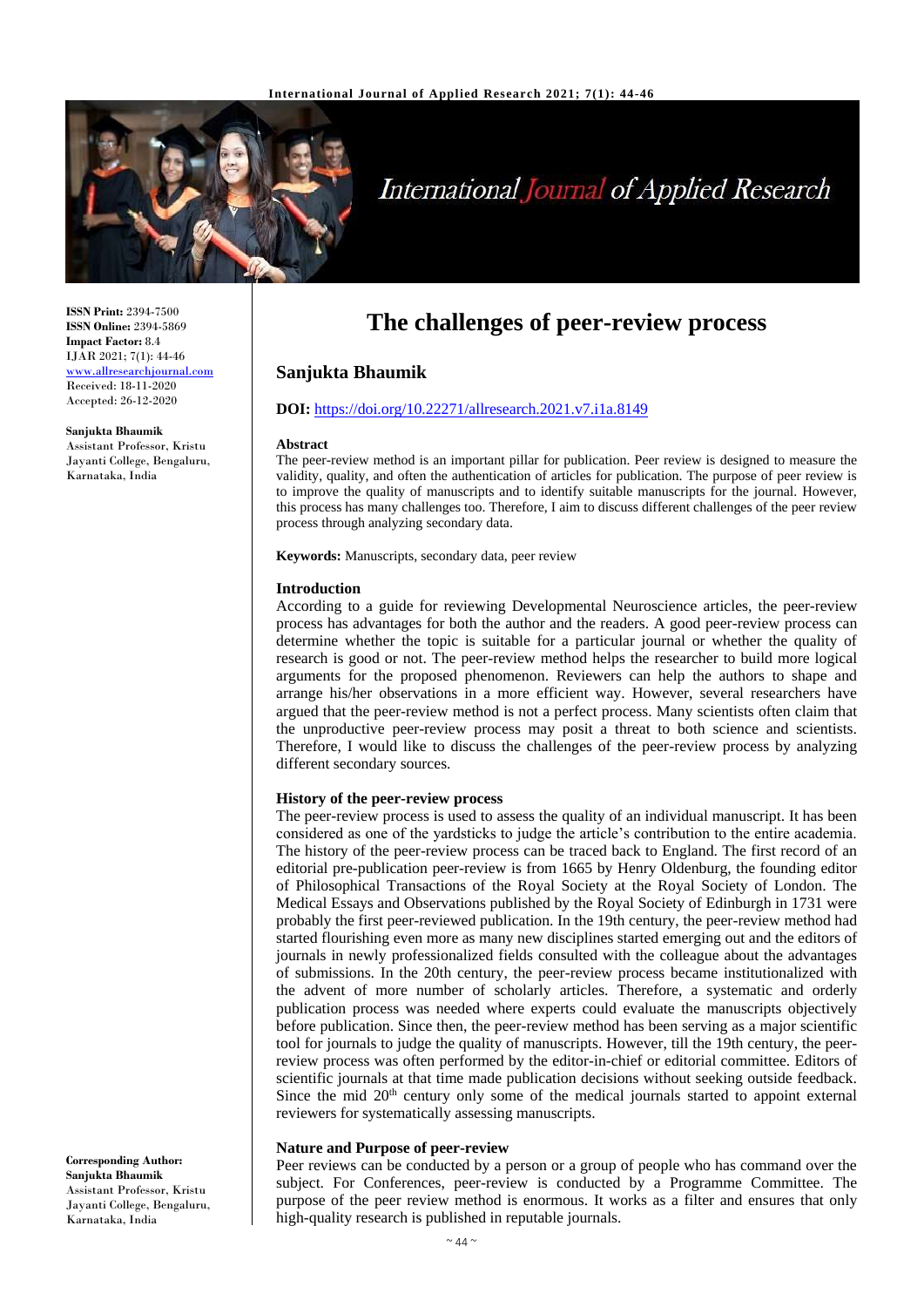**ISSN Print:** 2394-7500
**ISSN Online:** 2394-5869
**Impact Factor:** 8.4
IJAR 2021; 7(1): 44-46
www.allresearchjournal.com
Received: 18-11-2020
Accepted: 26-12-2020

**Sanjukta Bhaumik**
Assistant Professor, Kristu Jayanti College, Bengaluru, Karnataka, India

**Corresponding Author:**
**Sanjukta Bhaumik**
Assistant Professor, Kristu Jayanti College, Bengaluru, Karnataka, India

# The challenges of peer-review process

## Sanjukta Bhaumik

**DOI:** https://doi.org/10.22271/allresearch.2021.v7.i1a.8149

### Abstract

The peer-review method is an important pillar for publication. Peer review is designed to measure the validity, quality, and often the authentication of articles for publication. The purpose of peer review is to improve the quality of manuscripts and to identify suitable manuscripts for the journal. However, this process has many challenges too. Therefore, I aim to discuss different challenges of the peer review process through analyzing secondary data.

**Keywords:** Manuscripts, secondary data, peer review

### Introduction

According to a guide for reviewing Developmental Neuroscience articles, the peer-review process has advantages for both the author and the readers. A good peer-review process can determine whether the topic is suitable for a particular journal or whether the quality of research is good or not. The peer-review method helps the researcher to build more logical arguments for the proposed phenomenon. Reviewers can help the authors to shape and arrange his/her observations in a more efficient way. However, several researchers have argued that the peer-review method is not a perfect process. Many scientists often claim that the unproductive peer-review process may posit a threat to both science and scientists. Therefore, I would like to discuss the challenges of the peer-review process by analyzing different secondary sources.

### History of the peer-review process

The peer-review process is used to assess the quality of an individual manuscript. It has been considered as one of the yardsticks to judge the article's contribution to the entire academia. The history of the peer-review process can be traced back to England. The first record of an editorial pre-publication peer-review is from 1665 by Henry Oldenburg, the founding editor of Philosophical Transactions of the Royal Society at the Royal Society of London. The Medical Essays and Observations published by the Royal Society of Edinburgh in 1731 were probably the first peer-reviewed publication. In the 19th century, the peer-review method had started flourishing even more as many new disciplines started emerging out and the editors of journals in newly professionalized fields consulted with the colleague about the advantages of submissions. In the 20th century, the peer-review process became institutionalized with the advent of more number of scholarly articles. Therefore, a systematic and orderly publication process was needed where experts could evaluate the manuscripts objectively before publication. Since then, the peer-review method has been serving as a major scientific tool for journals to judge the quality of manuscripts. However, till the 19th century, the peer-review process was often performed by the editor-in-chief or editorial committee. Editors of scientific journals at that time made publication decisions without seeking outside feedback. Since the mid 20th century only some of the medical journals started to appoint external reviewers for systematically assessing manuscripts.

### Nature and Purpose of peer-review

Peer reviews can be conducted by a person or a group of people who has command over the subject. For Conferences, peer-review is conducted by a Programme Committee. The purpose of the peer review method is enormous. It works as a filter and ensures that only high-quality research is published in reputable journals.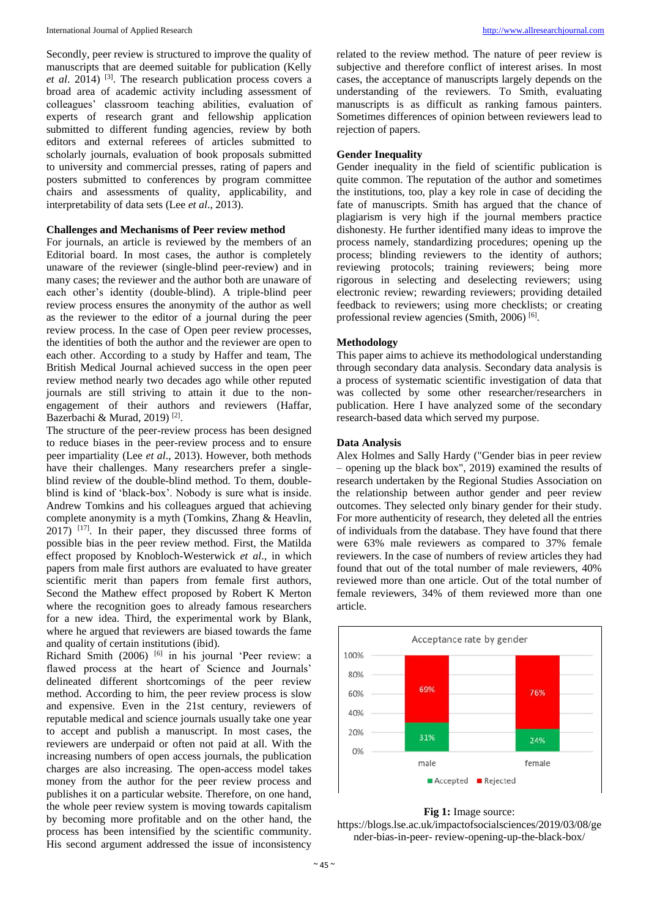Secondly, peer review is structured to improve the quality of manuscripts that are deemed suitable for publication (Kelly *et al*. 2014) [3]. The research publication process covers a broad area of academic activity including assessment of colleagues' classroom teaching abilities, evaluation of experts of research grant and fellowship application submitted to different funding agencies, review by both editors and external referees of articles submitted to scholarly journals, evaluation of book proposals submitted to university and commercial presses, rating of papers and posters submitted to conferences by program committee chairs and assessments of quality, applicability, and interpretability of data sets (Lee *et al*., 2013).

**Challenges and Mechanisms of Peer review method**

For journals, an article is reviewed by the members of an Editorial board. In most cases, the author is completely unaware of the reviewer (single-blind peer-review) and in many cases; the reviewer and the author both are unaware of each other's identity (double-blind). A triple-blind peer review process ensures the anonymity of the author as well as the reviewer to the editor of a journal during the peer review process. In the case of Open peer review processes, the identities of both the author and the reviewer are open to each other. According to a study by Haffer and team, The British Medical Journal achieved success in the open peer review method nearly two decades ago while other reputed journals are still striving to attain it due to the non-engagement of their authors and reviewers (Haffar, Bazerbachi & Murad, 2019) [2].

The structure of the peer-review process has been designed to reduce biases in the peer-review process and to ensure peer impartiality (Lee *et al*., 2013). However, both methods have their challenges. Many researchers prefer a single-blind review of the double-blind method. To them, double-blind is kind of 'black-box'. Nobody is sure what is inside. Andrew Tomkins and his colleagues argued that achieving complete anonymity is a myth (Tomkins, Zhang & Heavlin, 2017) [17]. In their paper, they discussed three forms of possible bias in the peer review method. First, the Matilda effect proposed by Knobloch-Westerwick *et al*., in which papers from male first authors are evaluated to have greater scientific merit than papers from female first authors, Second the Mathew effect proposed by Robert K Merton where the recognition goes to already famous researchers for a new idea. Third, the experimental work by Blank, where he argued that reviewers are biased towards the fame and quality of certain institutions (ibid).

Richard Smith (2006) [6] in his journal 'Peer review: a flawed process at the heart of Science and Journals' delineated different shortcomings of the peer review method. According to him, the peer review process is slow and expensive. Even in the 21st century, reviewers of reputable medical and science journals usually take one year to accept and publish a manuscript. In most cases, the reviewers are underpaid or often not paid at all. With the increasing numbers of open access journals, the publication charges are also increasing. The open-access model takes money from the author for the peer review process and publishes it on a particular website. Therefore, on one hand, the whole peer review system is moving towards capitalism by becoming more profitable and on the other hand, the process has been intensified by the scientific community. His second argument addressed the issue of inconsistency related to the review method. The nature of peer review is subjective and therefore conflict of interest arises. In most cases, the acceptance of manuscripts largely depends on the understanding of the reviewers. To Smith, evaluating manuscripts is as difficult as ranking famous painters. Sometimes differences of opinion between reviewers lead to rejection of papers.

**Gender Inequality**

Gender inequality in the field of scientific publication is quite common. The reputation of the author and sometimes the institutions, too, play a key role in case of deciding the fate of manuscripts. Smith has argued that the chance of plagiarism is very high if the journal members practice dishonesty. He further identified many ideas to improve the process namely, standardizing procedures; opening up the process; blinding reviewers to the identity of authors; reviewing protocols; training reviewers; being more rigorous in selecting and deselecting reviewers; using electronic review; rewarding reviewers; providing detailed feedback to reviewers; using more checklists; or creating professional review agencies (Smith, 2006) [6].

**Methodology**

This paper aims to achieve its methodological understanding through secondary data analysis. Secondary data analysis is a process of systematic scientific investigation of data that was collected by some other researcher/researchers in publication. Here I have analyzed some of the secondary research-based data which served my purpose.

**Data Analysis**

Alex Holmes and Sally Hardy ("Gender bias in peer review – opening up the black box", 2019) examined the results of research undertaken by the Regional Studies Association on the relationship between author gender and peer review outcomes. They selected only binary gender for their study. For more authenticity of research, they deleted all the entries of individuals from the database. They have found that there were 63% male reviewers as compared to 37% female reviewers. In the case of numbers of review articles they had found that out of the total number of male reviewers, 40% reviewed more than one article. Out of the total number of female reviewers, 34% of them reviewed more than one article.

Acceptance rate by gender

| | Accepted | Rejected |
|---|---|---|
| male | 31% | 69% |
| female | 24% | 76% |

**Fig 1:** Image source: https://blogs.lse.ac.uk/impactofsocialsciences/2019/03/08/gender-bias-in-peer-review-opening-up-the-black-box/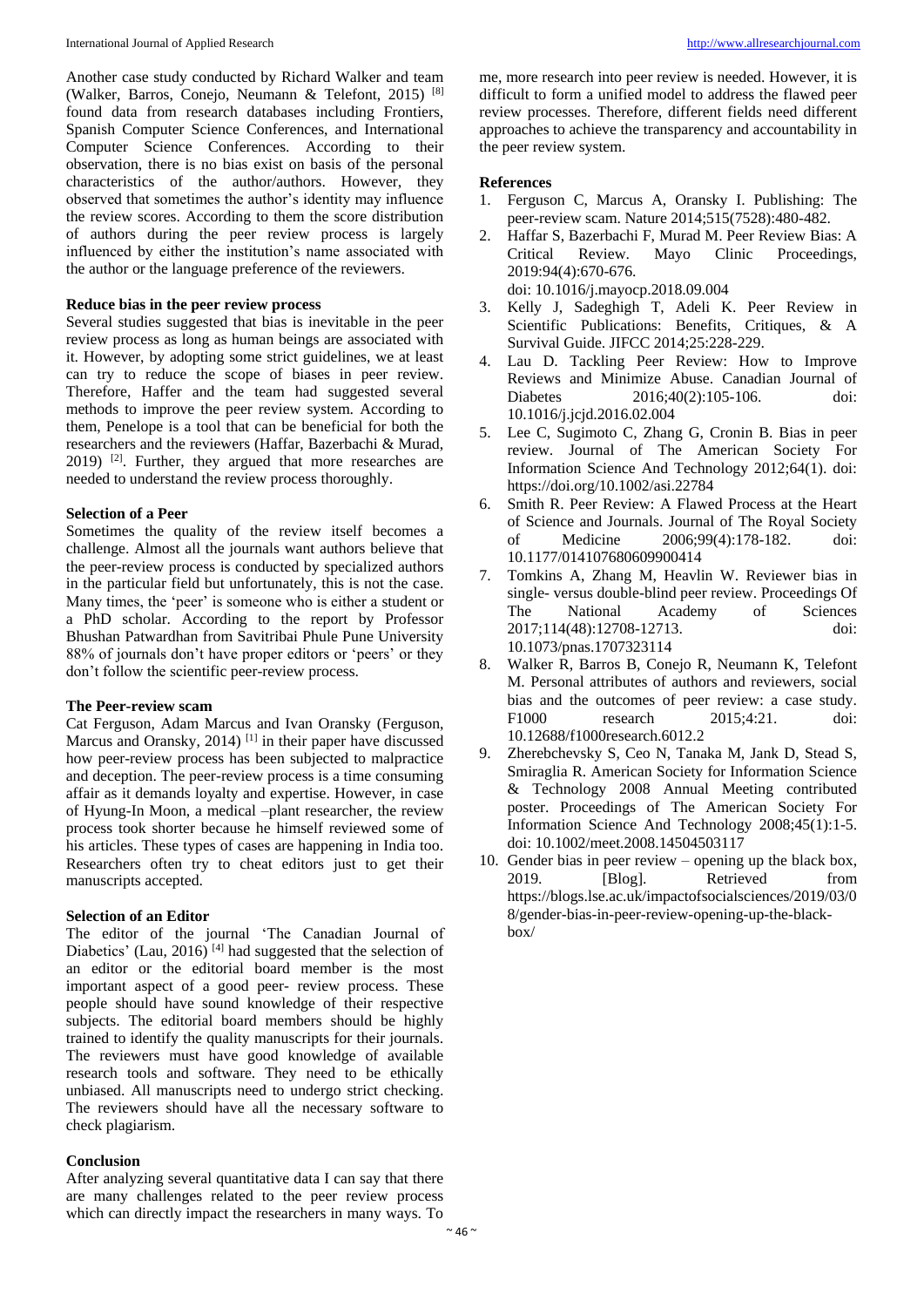Another case study conducted by Richard Walker and team (Walker, Barros, Conejo, Neumann & Telefont, 2015) [8] found data from research databases including Frontiers, Spanish Computer Science Conferences, and International Computer Science Conferences. According to their observation, there is no bias exist on basis of the personal characteristics of the author/authors. However, they observed that sometimes the author's identity may influence the review scores. According to them the score distribution of authors during the peer review process is largely influenced by either the institution's name associated with the author or the language preference of the reviewers.

**Reduce bias in the peer review process**

Several studies suggested that bias is inevitable in the peer review process as long as human beings are associated with it. However, by adopting some strict guidelines, we at least can try to reduce the scope of biases in peer review. Therefore, Haffer and the team had suggested several methods to improve the peer review system. According to them, Penelope is a tool that can be beneficial for both the researchers and the reviewers (Haffar, Bazerbachi & Murad, 2019) [2]. Further, they argued that more researches are needed to understand the review process thoroughly.

**Selection of a Peer**

Sometimes the quality of the review itself becomes a challenge. Almost all the journals want authors believe that the peer-review process is conducted by specialized authors in the particular field but unfortunately, this is not the case. Many times, the 'peer' is someone who is either a student or a PhD scholar. According to the report by Professor Bhushan Patwardhan from Savitribai Phule Pune University 88% of journals don't have proper editors or 'peers' or they don't follow the scientific peer-review process.

**The Peer-review scam**

Cat Ferguson, Adam Marcus and Ivan Oransky (Ferguson, Marcus and Oransky, 2014) [1] in their paper have discussed how peer-review process has been subjected to malpractice and deception. The peer-review process is a time consuming affair as it demands loyalty and expertise. However, in case of Hyung-In Moon, a medical –plant researcher, the review process took shorter because he himself reviewed some of his articles. These types of cases are happening in India too. Researchers often try to cheat editors just to get their manuscripts accepted.

**Selection of an Editor**

The editor of the journal 'The Canadian Journal of Diabetics' (Lau, 2016) [4] had suggested that the selection of an editor or the editorial board member is the most important aspect of a good peer- review process. These people should have sound knowledge of their respective subjects. The editorial board members should be highly trained to identify the quality manuscripts for their journals. The reviewers must have good knowledge of available research tools and software. They need to be ethically unbiased. All manuscripts need to undergo strict checking. The reviewers should have all the necessary software to check plagiarism.

**Conclusion**

After analyzing several quantitative data I can say that there are many challenges related to the peer review process which can directly impact the researchers in many ways. To me, more research into peer review is needed. However, it is difficult to form a unified model to address the flawed peer review processes. Therefore, different fields need different approaches to achieve the transparency and accountability in the peer review system.

**References**

1. Ferguson C, Marcus A, Oransky I. Publishing: The peer-review scam. Nature 2014;515(7528):480-482.
2. Haffar S, Bazerbachi F, Murad M. Peer Review Bias: A Critical Review. Mayo Clinic Proceedings, 2019:94(4):670-676. doi: 10.1016/j.mayocp.2018.09.004
3. Kelly J, Sadeghigh T, Adeli K. Peer Review in Scientific Publications: Benefits, Critiques, & A Survival Guide. JIFCC 2014;25:228-229.
4. Lau D. Tackling Peer Review: How to Improve Reviews and Minimize Abuse. Canadian Journal of Diabetes 2016;40(2):105-106. doi: 10.1016/j.jcjd.2016.02.004
5. Lee C, Sugimoto C, Zhang G, Cronin B. Bias in peer review. Journal of The American Society For Information Science And Technology 2012;64(1). doi: https://doi.org/10.1002/asi.22784
6. Smith R. Peer Review: A Flawed Process at the Heart of Science and Journals. Journal of The Royal Society of Medicine 2006;99(4):178-182. doi: 10.1177/014107680609900414
7. Tomkins A, Zhang M, Heavlin W. Reviewer bias in single- versus double-blind peer review. Proceedings Of The National Academy of Sciences 2017;114(48):12708-12713. doi: 10.1073/pnas.1707323114
8. Walker R, Barros B, Conejo R, Neumann K, Telefont M. Personal attributes of authors and reviewers, social bias and the outcomes of peer review: a case study. F1000 research 2015;4:21. doi: 10.12688/f1000research.6012.2
9. Zherebchevsky S, Ceo N, Tanaka M, Jank D, Stead S, Smiraglia R. American Society for Information Science & Technology 2008 Annual Meeting contributed poster. Proceedings of The American Society For Information Science And Technology 2008;45(1):1-5. doi: 10.1002/meet.2008.14504503117
10. Gender bias in peer review – opening up the black box, 2019. [Blog]. Retrieved from https://blogs.lse.ac.uk/impactofsocialsciences/2019/03/08/gender-bias-in-peer-review-opening-up-the-black-box/